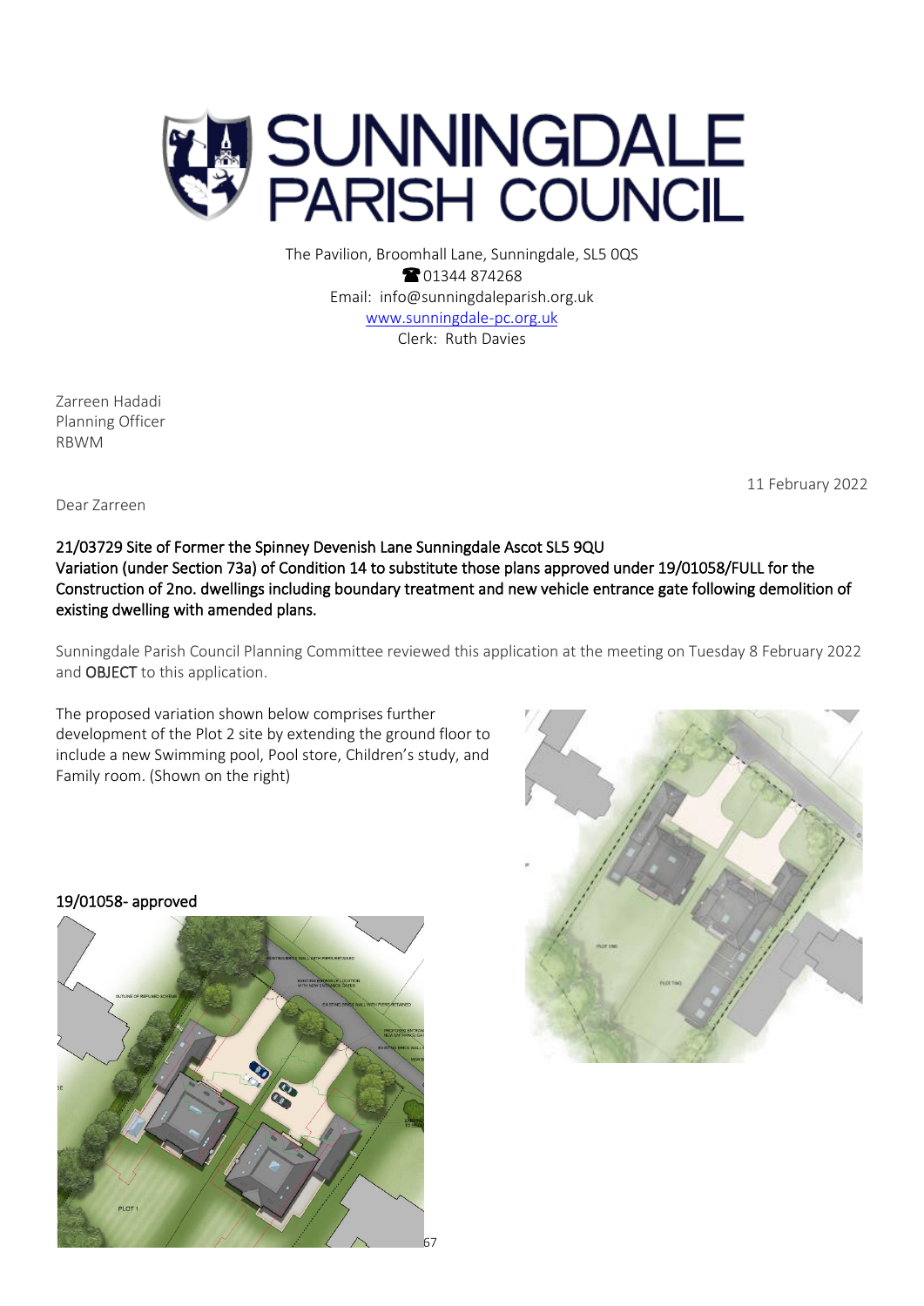# SUNNINGDALE PARISH COUNCIL

The Pavilion, Broomhall Lane, Sunningdale, SL5 0QS
☎ 01344 874268
Email: info@sunningdaleparish.org.uk
www.sunningdale-pc.org.uk
Clerk: Ruth Davies

Zarreen Hadadi
Planning Officer
RBWM

11 February 2022

Dear Zarreen

**21/03729 Site of Former the Spinney Devenish Lane Sunningdale Ascot SL5 9QU**
**Variation (under Section 73a) of Condition 14 to substitute those plans approved under 19/01058/FULL for the Construction of 2no. dwellings including boundary treatment and new vehicle entrance gate following demolition of existing dwelling with amended plans.**

Sunningdale Parish Council Planning Committee reviewed this application at the meeting on Tuesday 8 February 2022 and **OBJECT** to this application.

The proposed variation shown below comprises further development of the Plot 2 site by extending the ground floor to include a new Swimming pool, Pool store, Children's study, and Family room. (Shown on the right)

**19/01058- approved**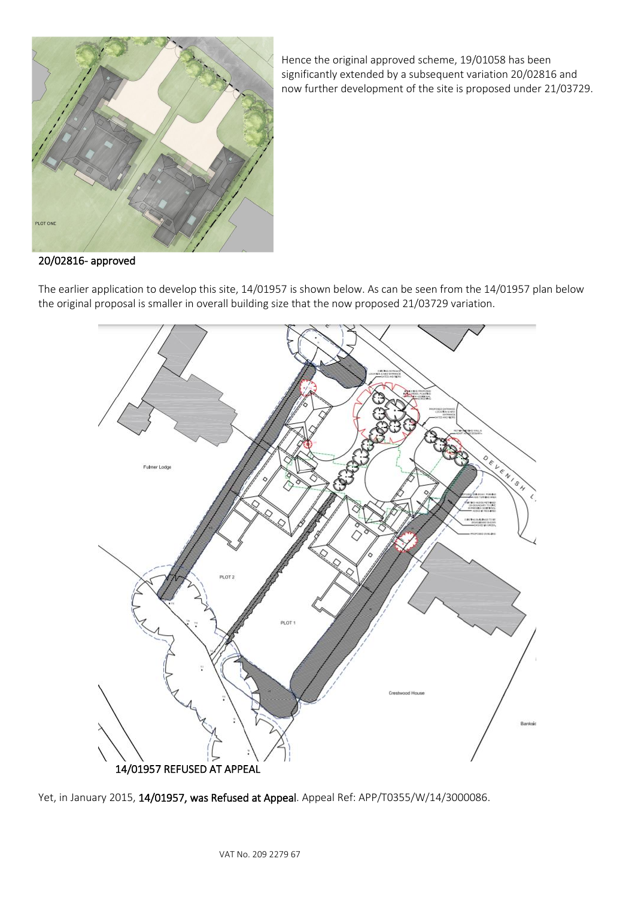Hence the original approved scheme, 19/01058 has been significantly extended by a subsequent variation 20/02816 and now further development of the site is proposed under 21/03729.

20/02816- approved

The earlier application to develop this site, 14/01957 is shown below. As can be seen from the 14/01957 plan below the original proposal is smaller in overall building size that the now proposed 21/03729 variation.

14/01957 REFUSED AT APPEAL

Yet, in January 2015, **14/01957, was Refused at Appeal**. Appeal Ref: APP/T0355/W/14/3000086.

VAT No. 209 2279 67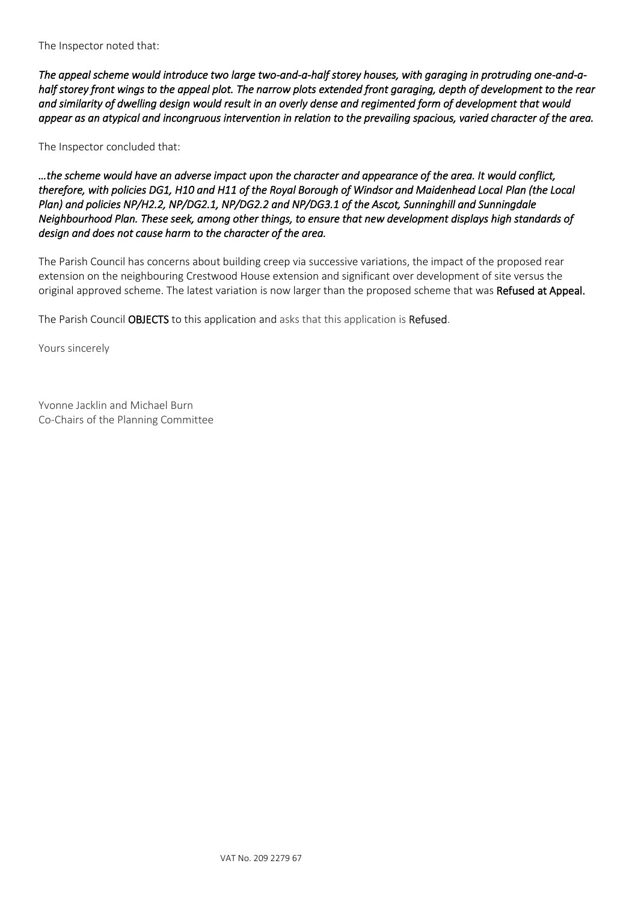The Inspector noted that:

*The appeal scheme would introduce two large two-and-a-half storey houses, with garaging in protruding one-and-a-half storey front wings to the appeal plot. The narrow plots extended front garaging, depth of development to the rear and similarity of dwelling design would result in an overly dense and regimented form of development that would appear as an atypical and incongruous intervention in relation to the prevailing spacious, varied character of the area.*

The Inspector concluded that:

*…the scheme would have an adverse impact upon the character and appearance of the area. It would conflict, therefore, with policies DG1, H10 and H11 of the Royal Borough of Windsor and Maidenhead Local Plan (the Local Plan) and policies NP/H2.2, NP/DG2.1, NP/DG2.2 and NP/DG3.1 of the Ascot, Sunninghill and Sunningdale Neighbourhood Plan. These seek, among other things, to ensure that new development displays high standards of design and does not cause harm to the character of the area.*

The Parish Council has concerns about building creep via successive variations, the impact of the proposed rear extension on the neighbouring Crestwood House extension and significant over development of site versus the original approved scheme. The latest variation is now larger than the proposed scheme that was **Refused at Appeal.**

The Parish Council **OBJECTS** to this application and asks that this application is **Refused**.

Yours sincerely

Yvonne Jacklin and Michael Burn
Co-Chairs of the Planning Committee

VAT No. 209 2279 67